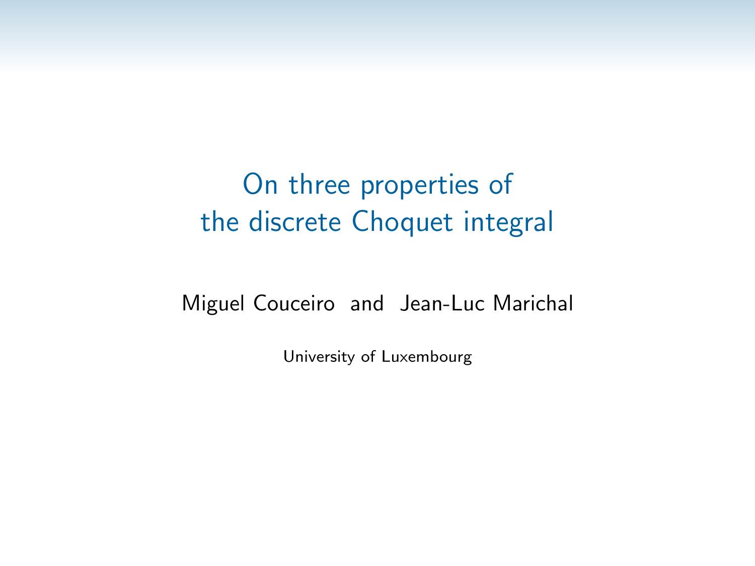# On three properties of the discrete Choquet integral

Miguel Couceiro and Jean-Luc Marichal

University of Luxembourg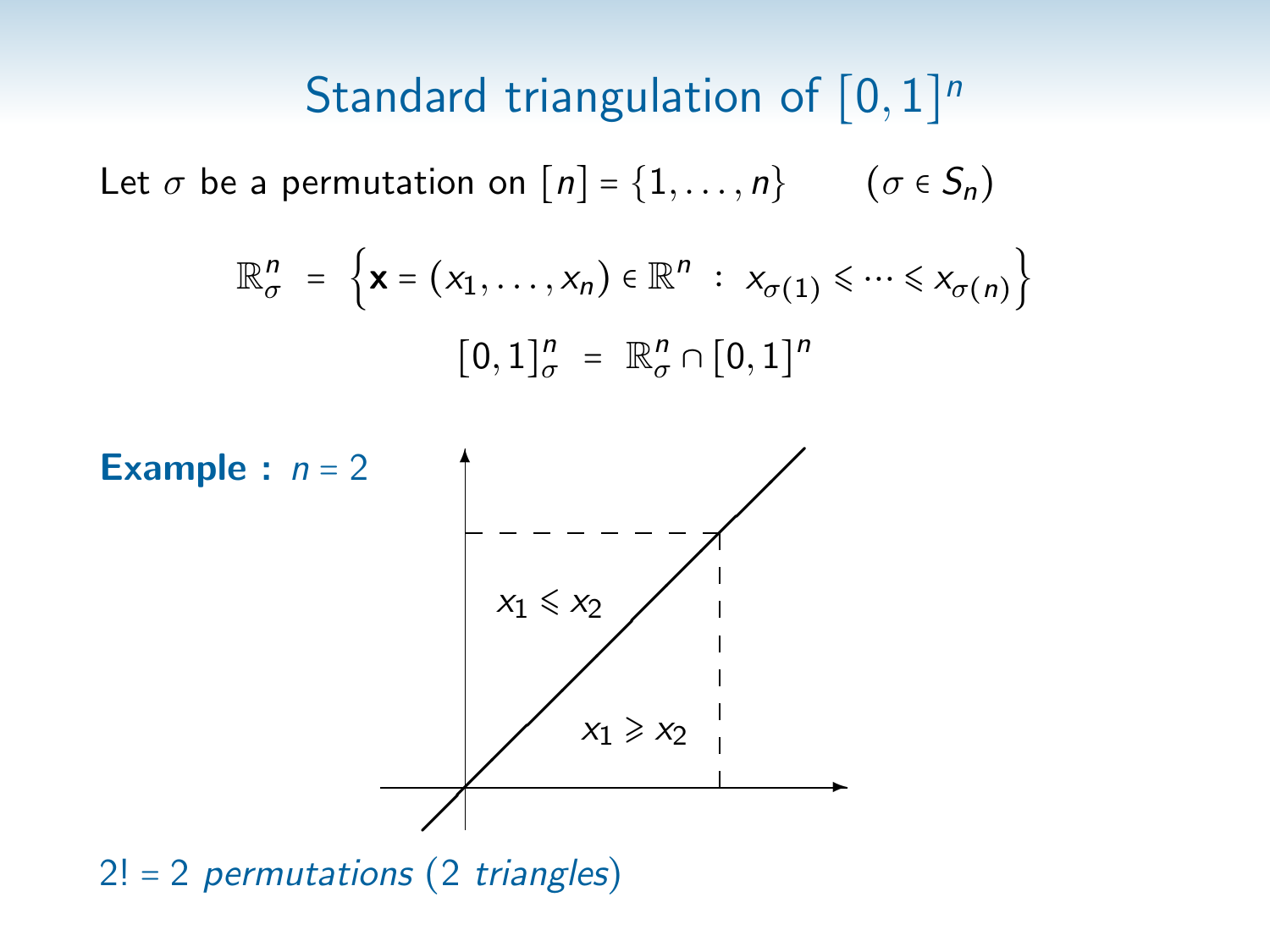# Standard triangulation of $[0,1]^n$

Let $\sigma$ be a permutation on $[n] = \{1, \ldots, n\}$ $\quad (\sigma \in S_n)$

$$\mathbb{R}^n_\sigma = \left\{ \mathbf{x} = (x_1, \ldots, x_n) \in \mathbb{R}^n \ : \ x_{\sigma(1)} \leqslant \cdots \leqslant x_{\sigma(n)} \right\}$$

$$[0,1]^n_\sigma = \mathbb{R}^n_\sigma \cap [0,1]^n$$

**Example :** $n = 2$

$x_1 \leqslant x_2$

$x_1 \geqslant x_2$

$2! = 2$ *permutations* (2 *triangles*)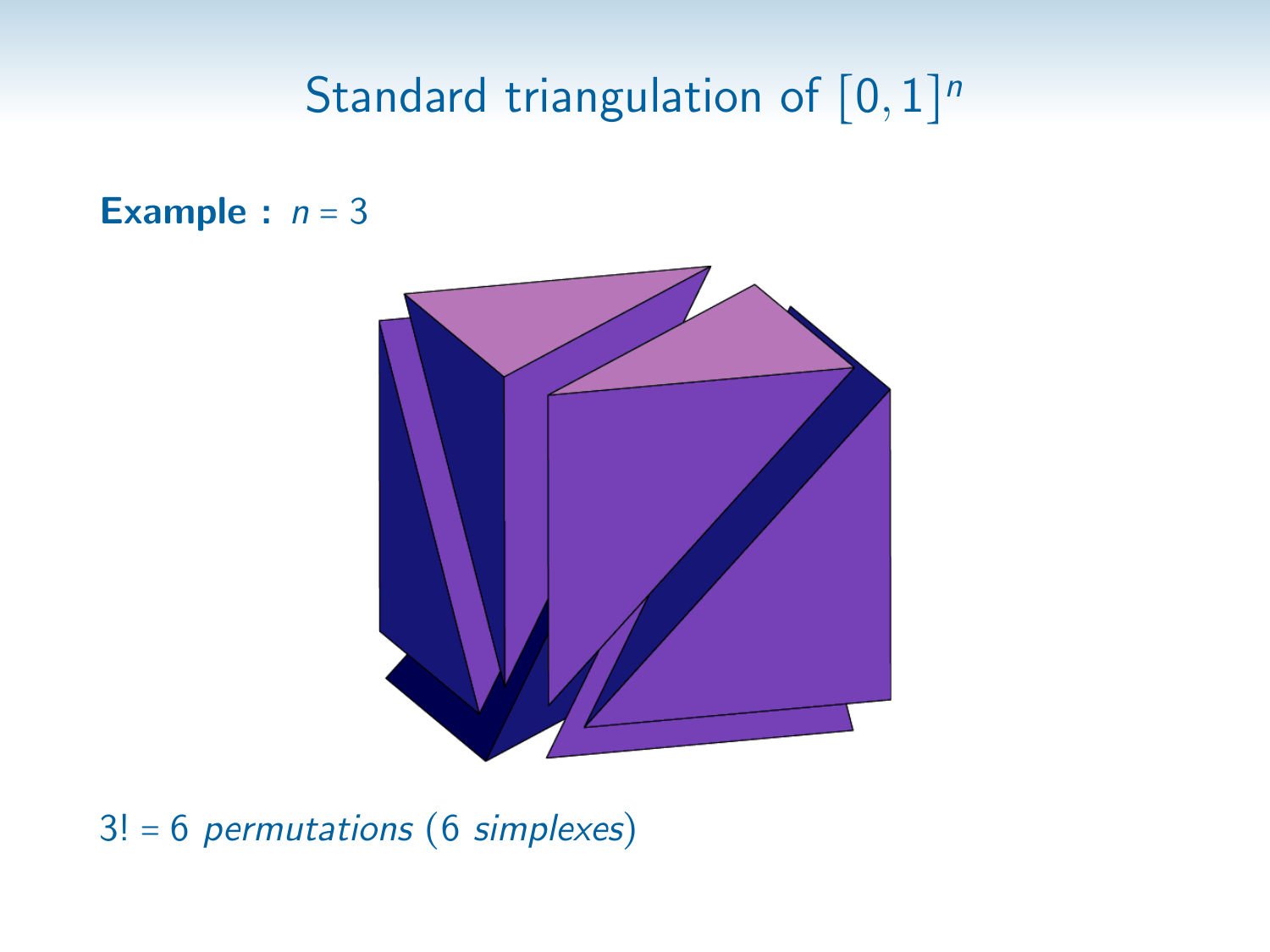# Standard triangulation of $[0,1]^n$

**Example :** $n = 3$

$3! = 6$ *permutations* (6 *simplexes*)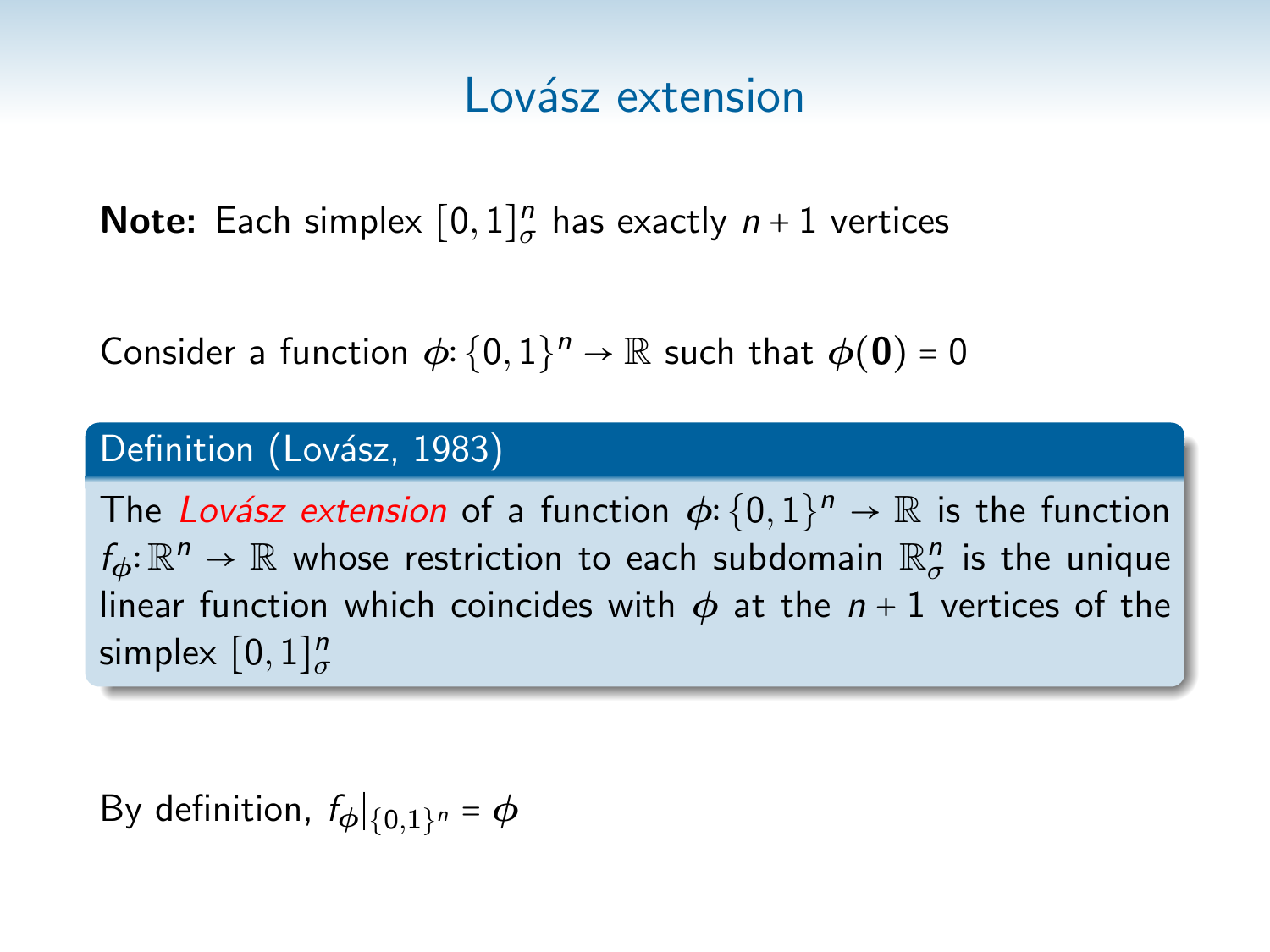# Lovász extension

**Note:** Each simplex $[0,1]^n_\sigma$ has exactly $n+1$ vertices

Consider a function $\phi\colon\{0,1\}^n \to \mathbb{R}$ such that $\phi(\mathbf{0}) = 0$

**Definition (Lovász, 1983)**

The *Lovász extension* of a function $\phi\colon\{0,1\}^n \to \mathbb{R}$ is the function $f_\phi\colon\mathbb{R}^n \to \mathbb{R}$ whose restriction to each subdomain $\mathbb{R}^n_\sigma$ is the unique linear function which coincides with $\phi$ at the $n+1$ vertices of the simplex $[0,1]^n_\sigma$

By definition, $f_\phi|_{\{0,1\}^n} = \phi$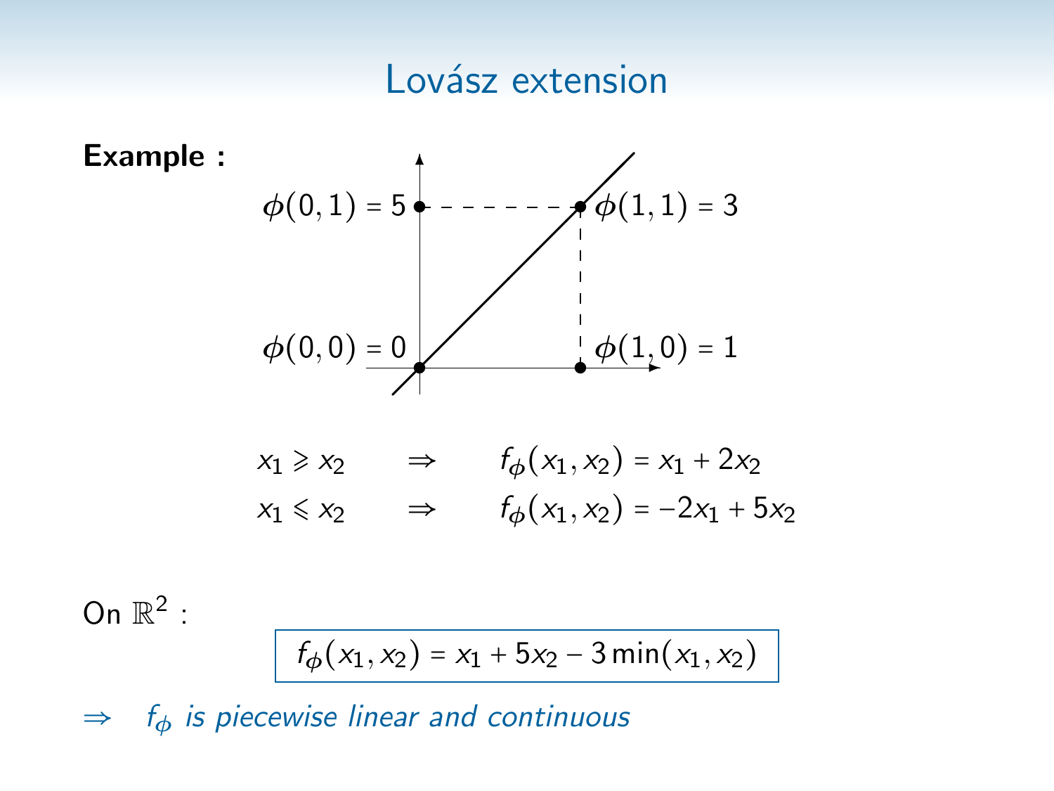# Lovász extension

**Example :**

$\phi(0,1) = 5$ $\phi(1,1) = 3$

$\phi(0,0) = 0$ $\phi(1,0) = 1$

$$x_1 \geqslant x_2 \quad \Rightarrow \quad f_\phi(x_1, x_2) = x_1 + 2x_2$$

$$x_1 \leqslant x_2 \quad \Rightarrow \quad f_\phi(x_1, x_2) = -2x_1 + 5x_2$$

On $\mathbb{R}^2$ :

$$\boxed{f_\phi(x_1, x_2) = x_1 + 5x_2 - 3\min(x_1, x_2)}$$

$\Rightarrow$ *$f_\phi$ is piecewise linear and continuous*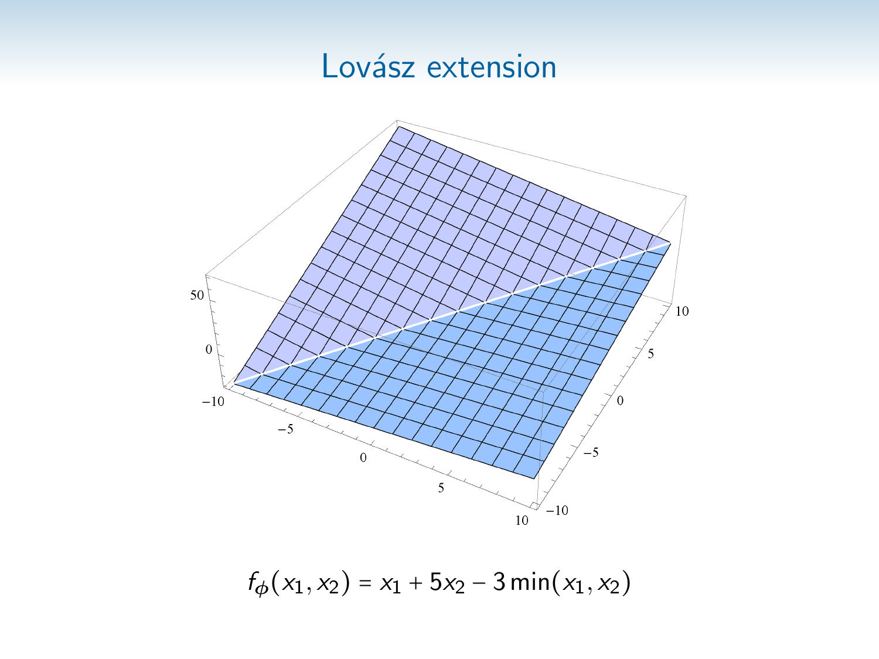# Lovász extension

$$f_\phi(x_1, x_2) = x_1 + 5x_2 - 3\min(x_1, x_2)$$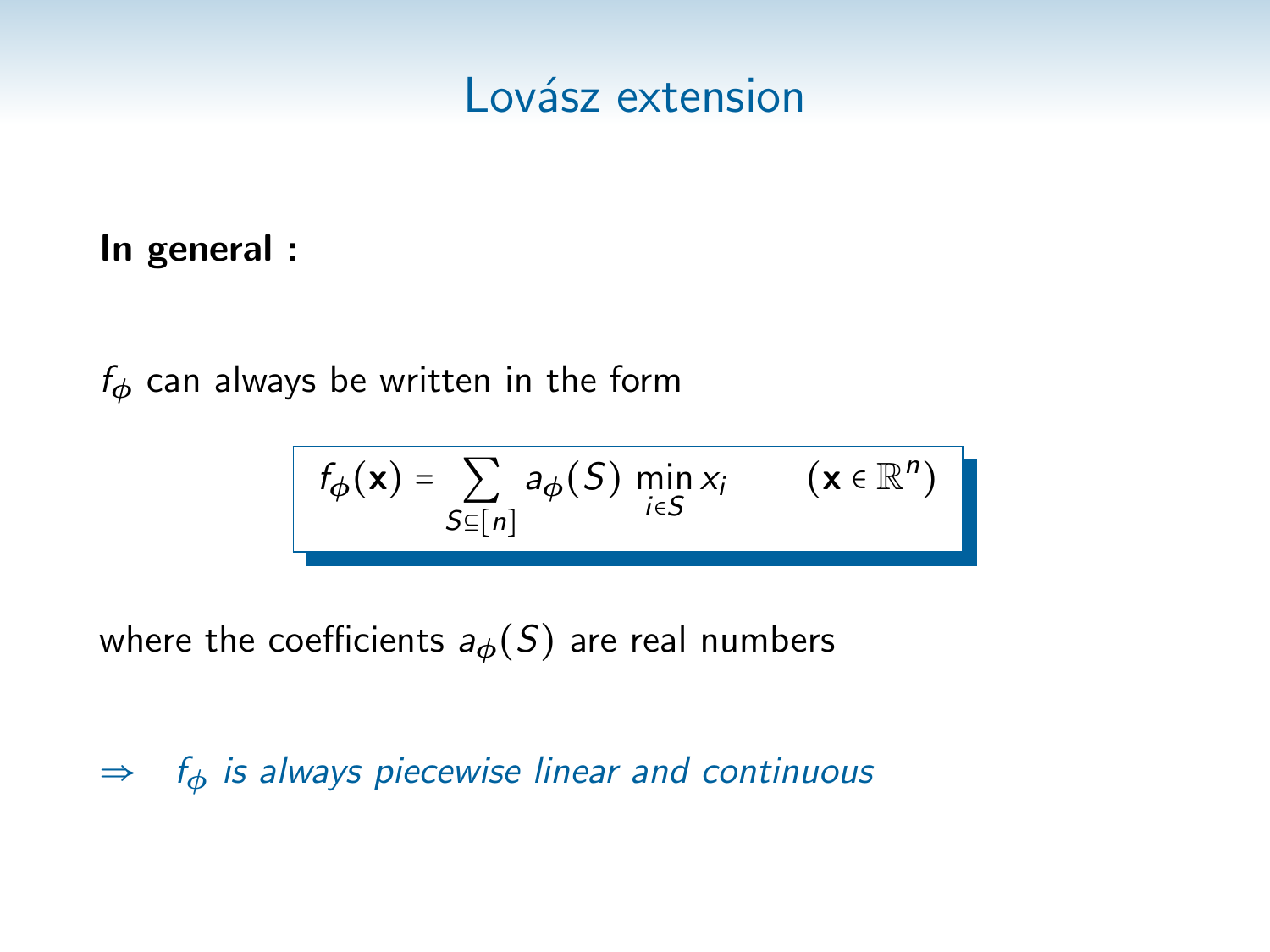# Lovász extension

**In general :**

$f_\phi$ can always be written in the form

$$f_\phi(\mathbf{x}) = \sum_{S \subseteq [n]} a_\phi(S) \min_{i \in S} x_i \qquad (\mathbf{x} \in \mathbb{R}^n)$$

where the coefficients $a_\phi(S)$ are real numbers

$\Rightarrow$ *$f_\phi$ is always piecewise linear and continuous*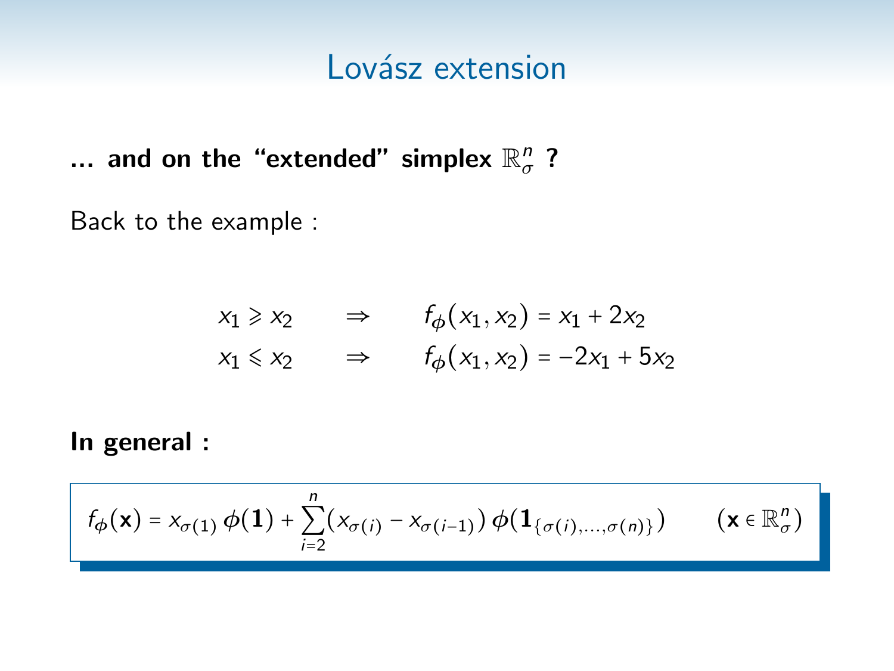# Lovász extension

**... and on the “extended” simplex $\mathbb{R}^n_\sigma$ ?**

Back to the example :

$$
\begin{aligned}
x_1 \geqslant x_2 \qquad &\Rightarrow \qquad f_\phi(x_1, x_2) = x_1 + 2x_2 \\
x_1 \leqslant x_2 \qquad &\Rightarrow \qquad f_\phi(x_1, x_2) = -2x_1 + 5x_2
\end{aligned}
$$

**In general :**

$$
f_\phi(\mathbf{x}) = x_{\sigma(1)}\,\phi(\mathbf{1}) + \sum_{i=2}^{n}\big(x_{\sigma(i)} - x_{\sigma(i-1)}\big)\,\phi(\mathbf{1}_{\{\sigma(i),\ldots,\sigma(n)\}}) \qquad (\mathbf{x} \in \mathbb{R}^n_\sigma)
$$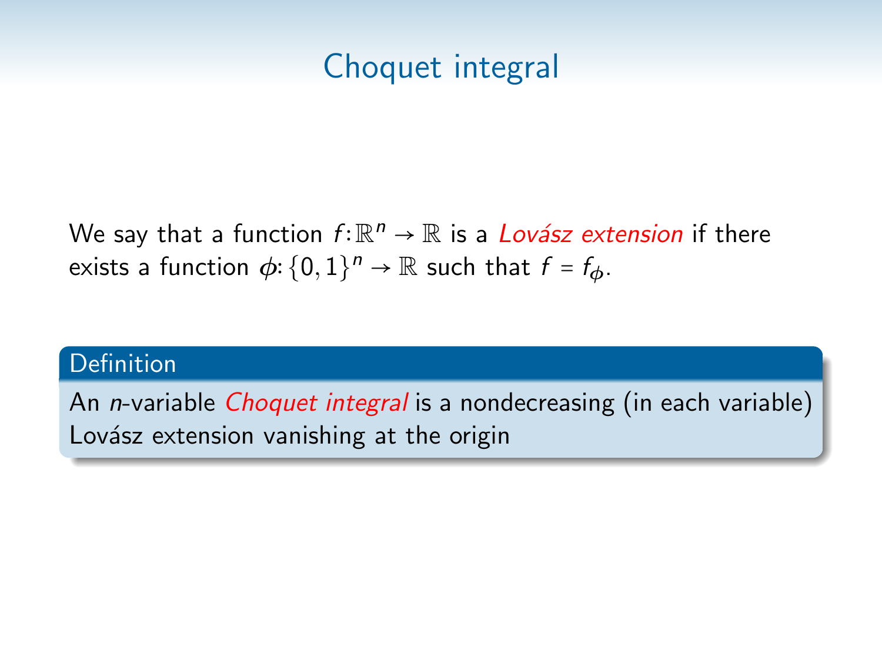# Choquet integral

We say that a function $f: \mathbb{R}^n \to \mathbb{R}$ is a *Lovász extension* if there exists a function $\phi: \{0,1\}^n \to \mathbb{R}$ such that $f = f_\phi$.

**Definition**

An $n$-variable *Choquet integral* is a nondecreasing (in each variable) Lovász extension vanishing at the origin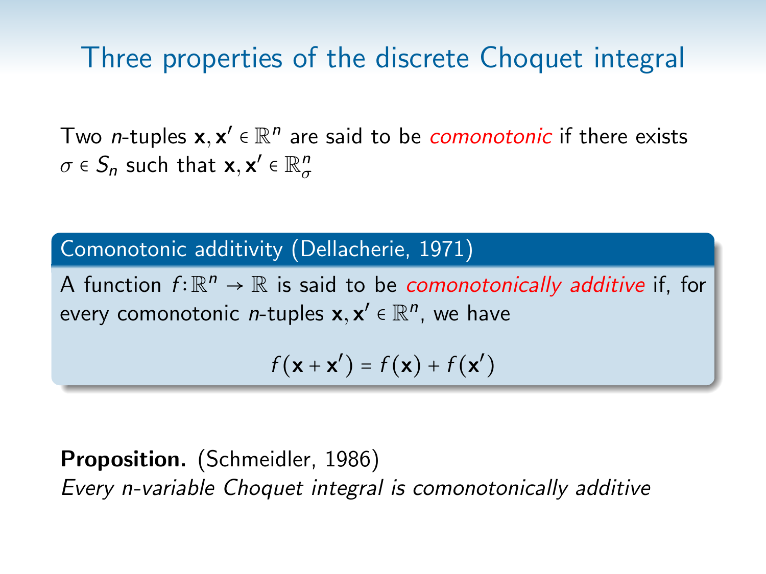# Three properties of the discrete Choquet integral

Two $n$-tuples $\mathbf{x}, \mathbf{x}' \in \mathbb{R}^n$ are said to be *comonotonic* if there exists $\sigma \in S_n$ such that $\mathbf{x}, \mathbf{x}' \in \mathbb{R}^n_\sigma$

**Comonotonic additivity (Dellacherie, 1971)**

A function $f: \mathbb{R}^n \to \mathbb{R}$ is said to be *comonotonically additive* if, for every comonotonic $n$-tuples $\mathbf{x}, \mathbf{x}' \in \mathbb{R}^n$, we have

$$f(\mathbf{x} + \mathbf{x}') = f(\mathbf{x}) + f(\mathbf{x}')$$

**Proposition.** (Schmeidler, 1986)
*Every n-variable Choquet integral is comonotonically additive*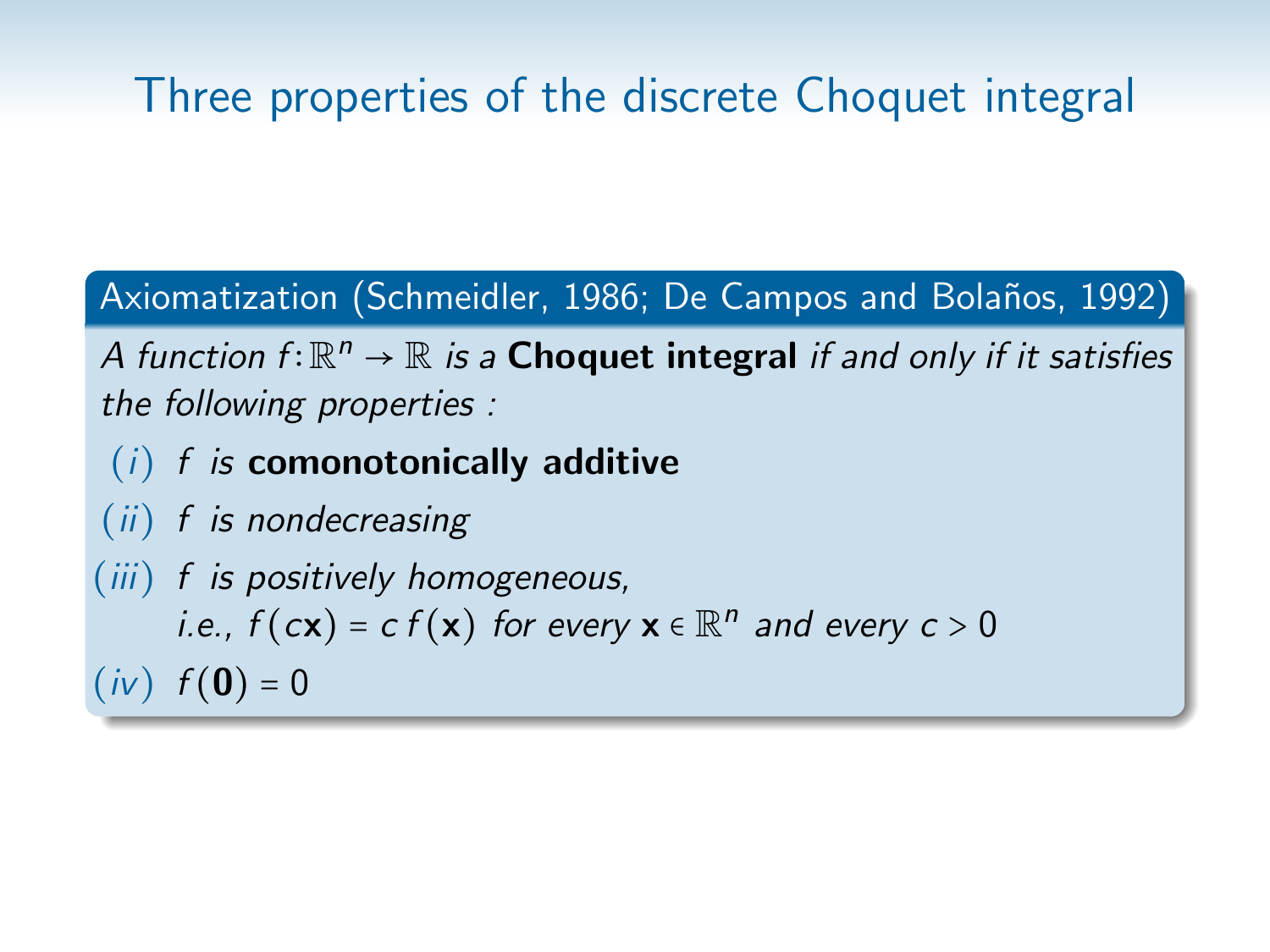# Three properties of the discrete Choquet integral

**Axiomatization (Schmeidler, 1986; De Campos and Bolaños, 1992)**

*A function $f\colon \mathbb{R}^n \to \mathbb{R}$ is a* **Choquet integral** *if and only if it satisfies the following properties :*

$(i)$ $f$ *is* **comonotonically additive**

$(ii)$ $f$ *is nondecreasing*

$(iii)$ $f$ *is positively homogeneous,*
*i.e.,* $f(c\mathbf{x}) = c\, f(\mathbf{x})$ *for every* $\mathbf{x} \in \mathbb{R}^n$ *and every* $c > 0$

$(iv)$ $f(\mathbf{0}) = 0$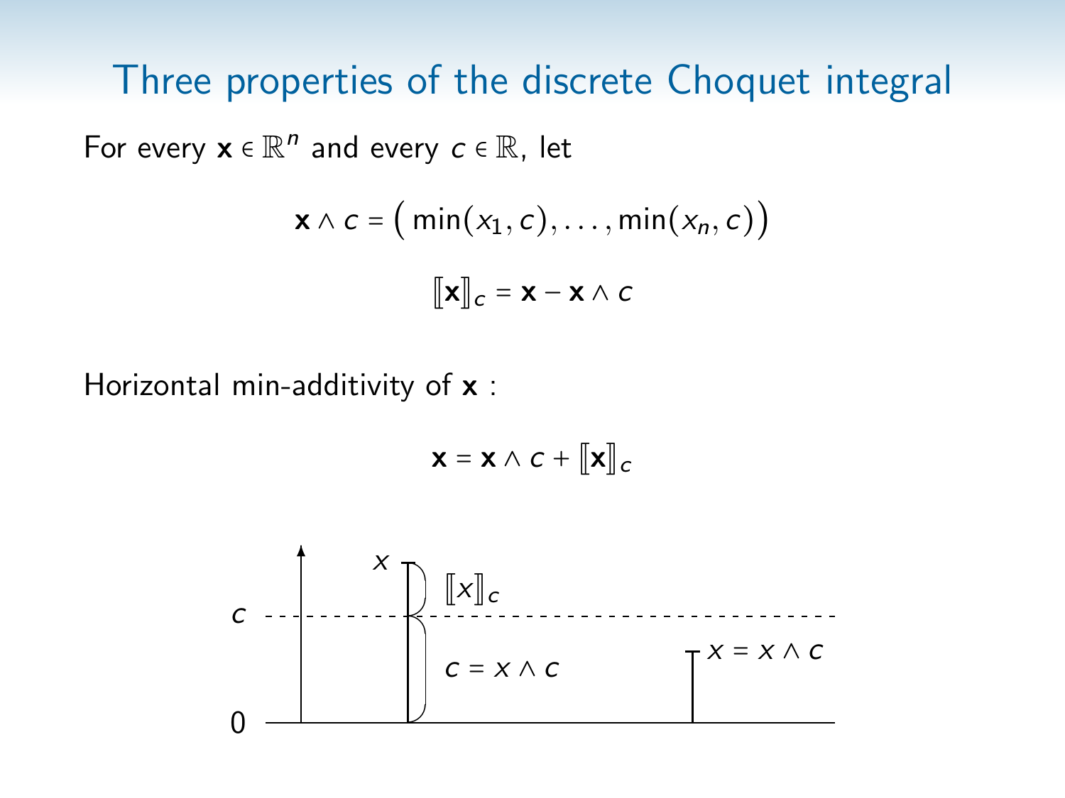# Three properties of the discrete Choquet integral

For every $\mathbf{x} \in \mathbb{R}^n$ and every $c \in \mathbb{R}$, let

$$\mathbf{x} \wedge c = \big(\min(x_1, c), \ldots, \min(x_n, c)\big)$$

$$[\![\mathbf{x}]\!]_c = \mathbf{x} - \mathbf{x} \wedge c$$

Horizontal min-additivity of $\mathbf{x}$ :

$$\mathbf{x} = \mathbf{x} \wedge c + [\![\mathbf{x}]\!]_c$$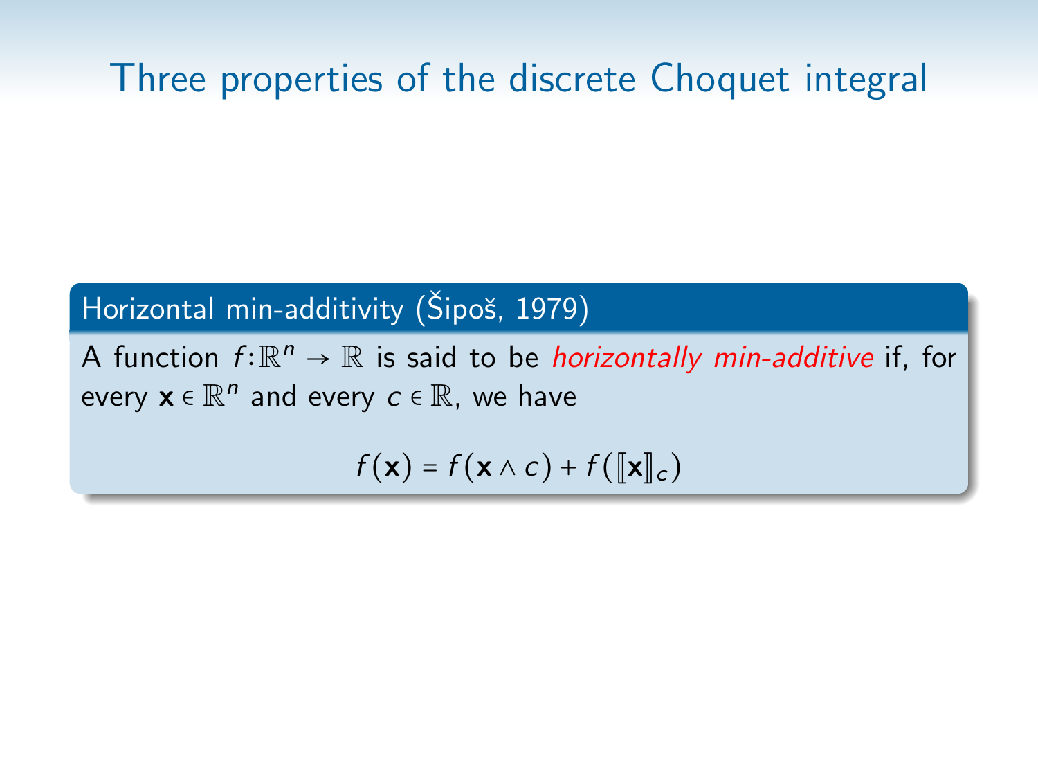# Three properties of the discrete Choquet integral

**Horizontal min-additivity (Šipoš, 1979)**

A function $f\colon \mathbb{R}^n \to \mathbb{R}$ is said to be *horizontally min-additive* if, for every $\mathbf{x} \in \mathbb{R}^n$ and every $c \in \mathbb{R}$, we have

$$f(\mathbf{x}) = f(\mathbf{x} \wedge c) + f([\![\mathbf{x}]\!]_c)$$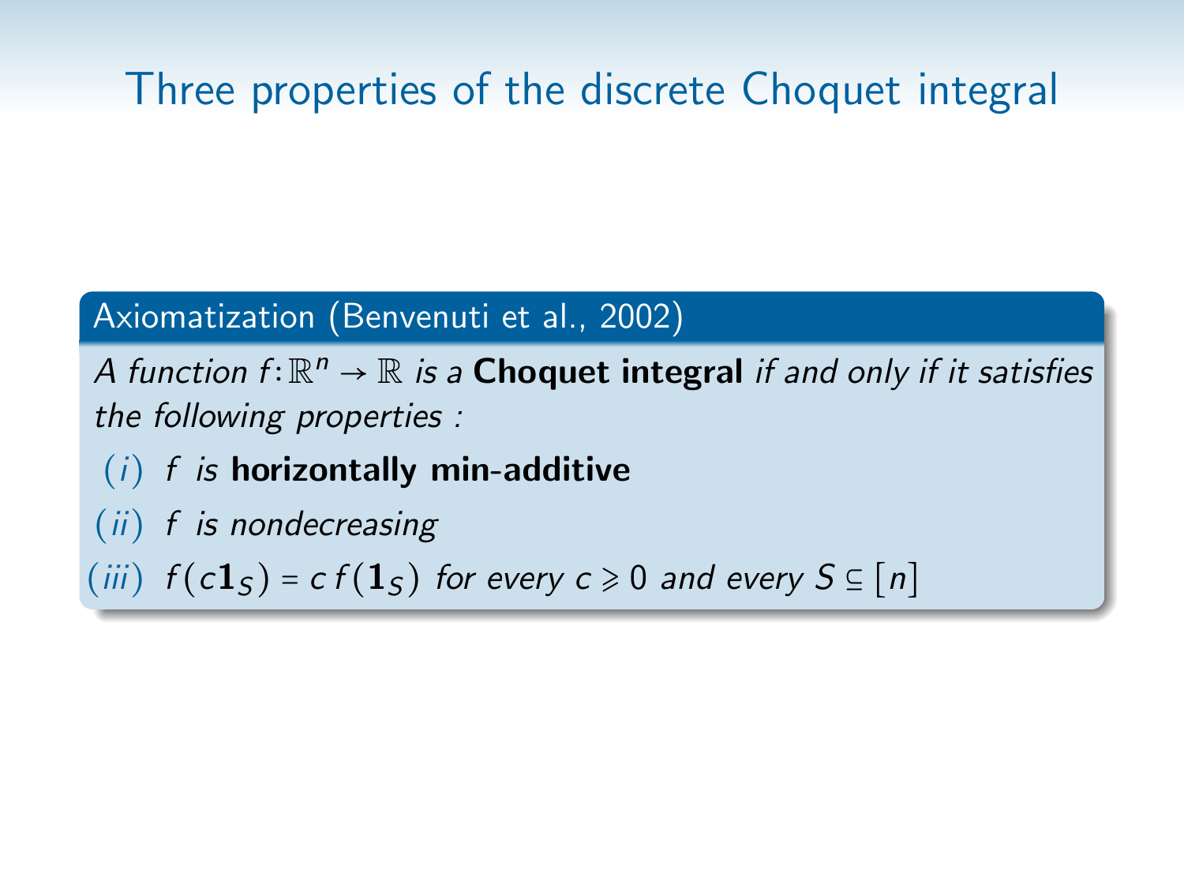# Three properties of the discrete Choquet integral

**Axiomatization (Benvenuti et al., 2002)**

*A function $f\colon \mathbb{R}^n \to \mathbb{R}$ is a* **Choquet integral** *if and only if it satisfies the following properties :*

- (*i*) $f$ *is* **horizontally min-additive**
- (*ii*) $f$ *is nondecreasing*
- (*iii*) $f(c\mathbf{1}_S) = c\, f(\mathbf{1}_S)$ *for every* $c \geqslant 0$ *and every* $S \subseteq [n]$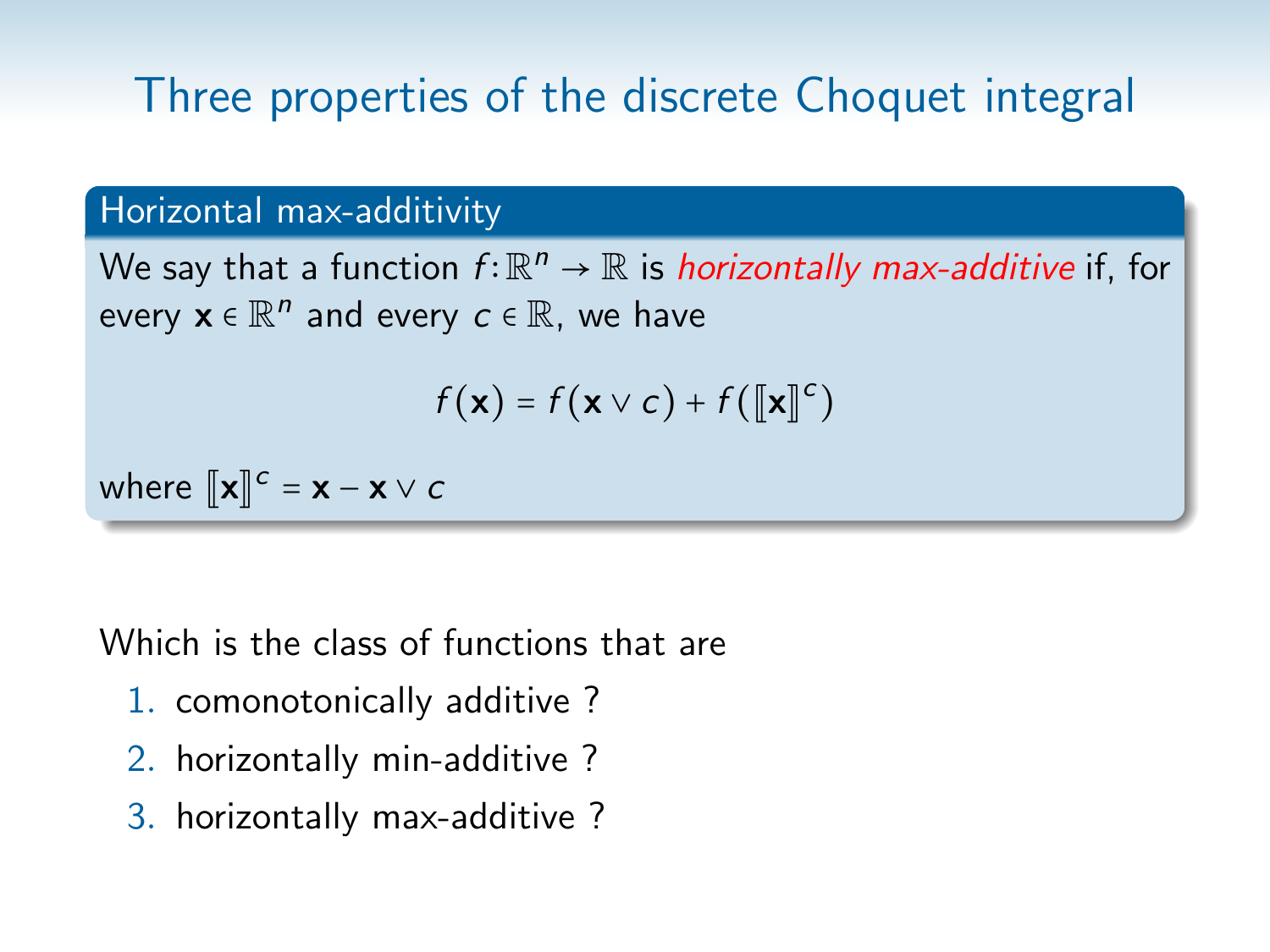# Three properties of the discrete Choquet integral

**Horizontal max-additivity**

We say that a function $f\colon \mathbb{R}^n \to \mathbb{R}$ is *horizontally max-additive* if, for every $\mathbf{x} \in \mathbb{R}^n$ and every $c \in \mathbb{R}$, we have

$$f(\mathbf{x}) = f(\mathbf{x} \vee c) + f([\![\mathbf{x}]\!]^c)$$

where $[\![\mathbf{x}]\!]^c = \mathbf{x} - \mathbf{x} \vee c$

Which is the class of functions that are

1. comonotonically additive ?
2. horizontally min-additive ?
3. horizontally max-additive ?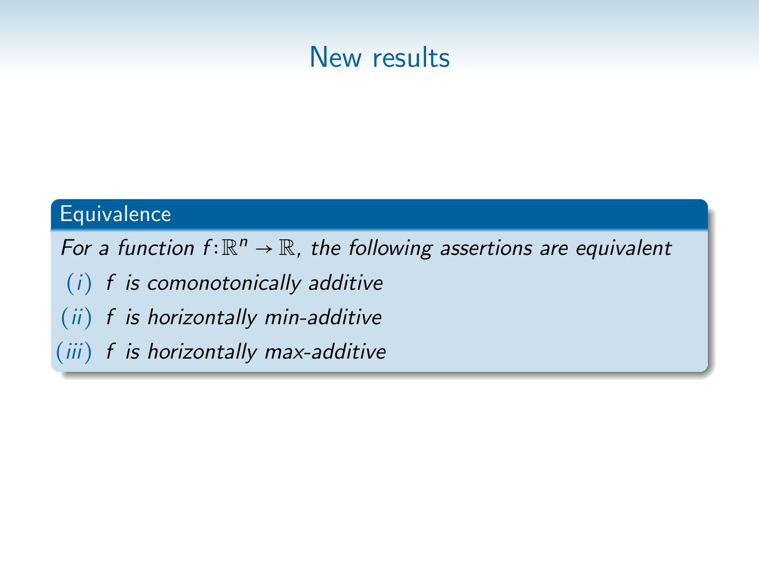# New results

**Equivalence**

*For a function $f\colon \mathbb{R}^n \to \mathbb{R}$, the following assertions are equivalent*

$(i)$ *$f$ is comonotonically additive*

$(ii)$ *$f$ is horizontally min-additive*

$(iii)$ *$f$ is horizontally max-additive*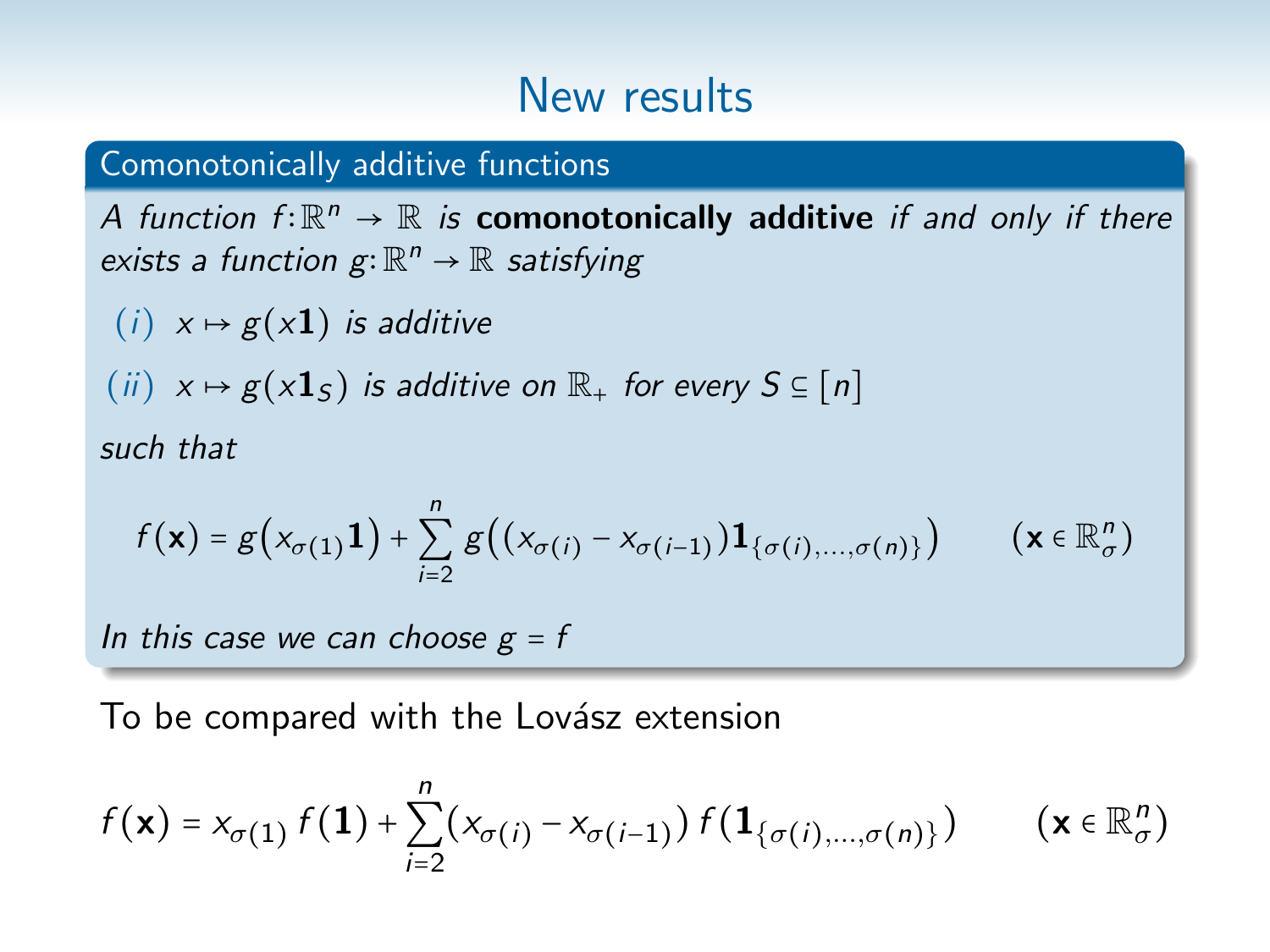# New results

**Comonotonically additive functions**

*A function $f\colon\mathbb{R}^n \to \mathbb{R}$ is* **comonotonically additive** *if and only if there exists a function $g\colon\mathbb{R}^n \to \mathbb{R}$ satisfying*

(*i*) $x \mapsto g(x\mathbf{1})$ *is additive*

(*ii*) $x \mapsto g(x\mathbf{1}_S)$ *is additive on* $\mathbb{R}_+$ *for every* $S \subseteq [n]$

*such that*

$$f(\mathbf{x}) = g\big(x_{\sigma(1)}\mathbf{1}\big) + \sum_{i=2}^{n} g\big((x_{\sigma(i)} - x_{\sigma(i-1)})\mathbf{1}_{\{\sigma(i),\ldots,\sigma(n)\}}\big) \qquad (\mathbf{x} \in \mathbb{R}^n_\sigma)$$

*In this case we can choose* $g = f$

To be compared with the Lovász extension

$$f(\mathbf{x}) = x_{\sigma(1)}\, f(\mathbf{1}) + \sum_{i=2}^{n} (x_{\sigma(i)} - x_{\sigma(i-1)})\, f(\mathbf{1}_{\{\sigma(i),\ldots,\sigma(n)\}}) \qquad (\mathbf{x} \in \mathbb{R}^n_\sigma)$$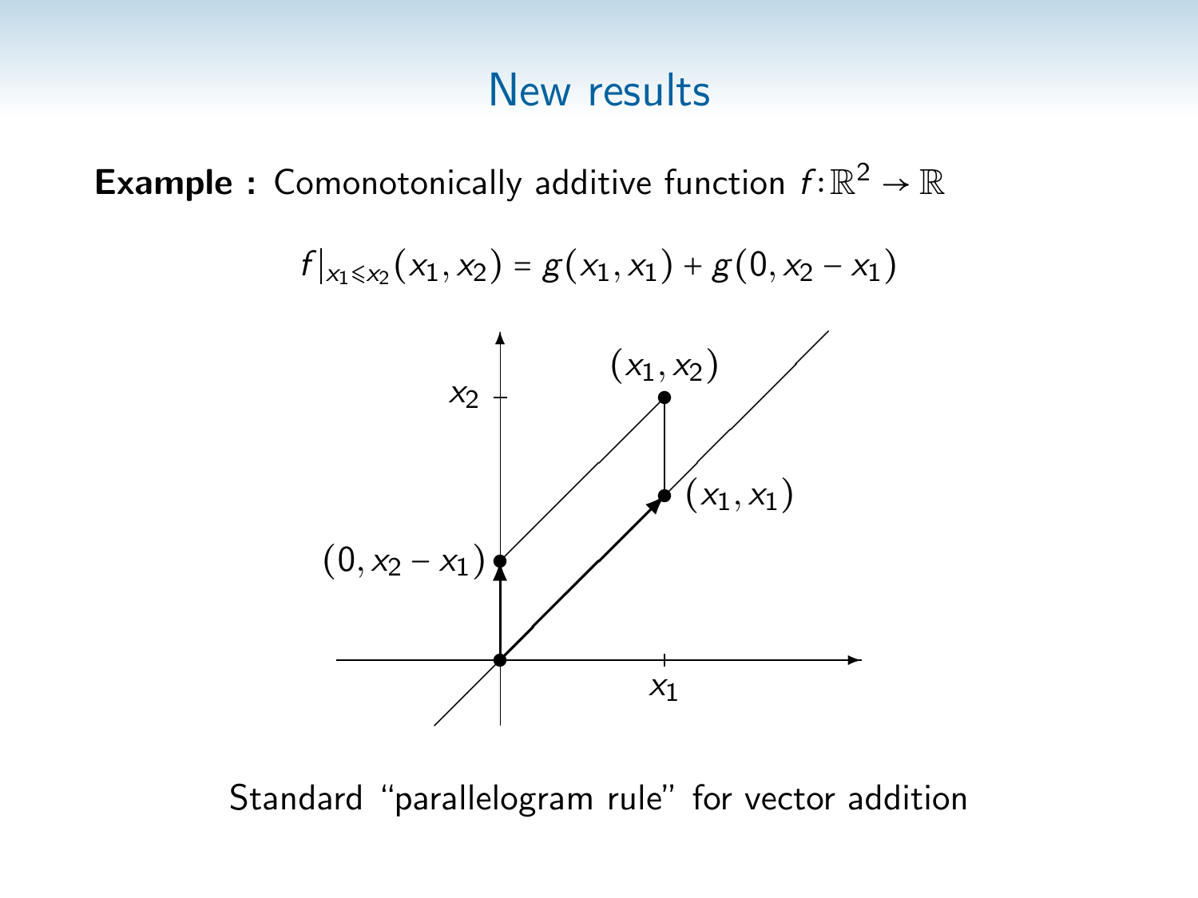# New results

**Example :** Comonotonically additive function $f\colon \mathbb{R}^2 \to \mathbb{R}$

$$f|_{x_1 \leqslant x_2}(x_1, x_2) = g(x_1, x_1) + g(0, x_2 - x_1)$$

Standard "parallelogram rule" for vector addition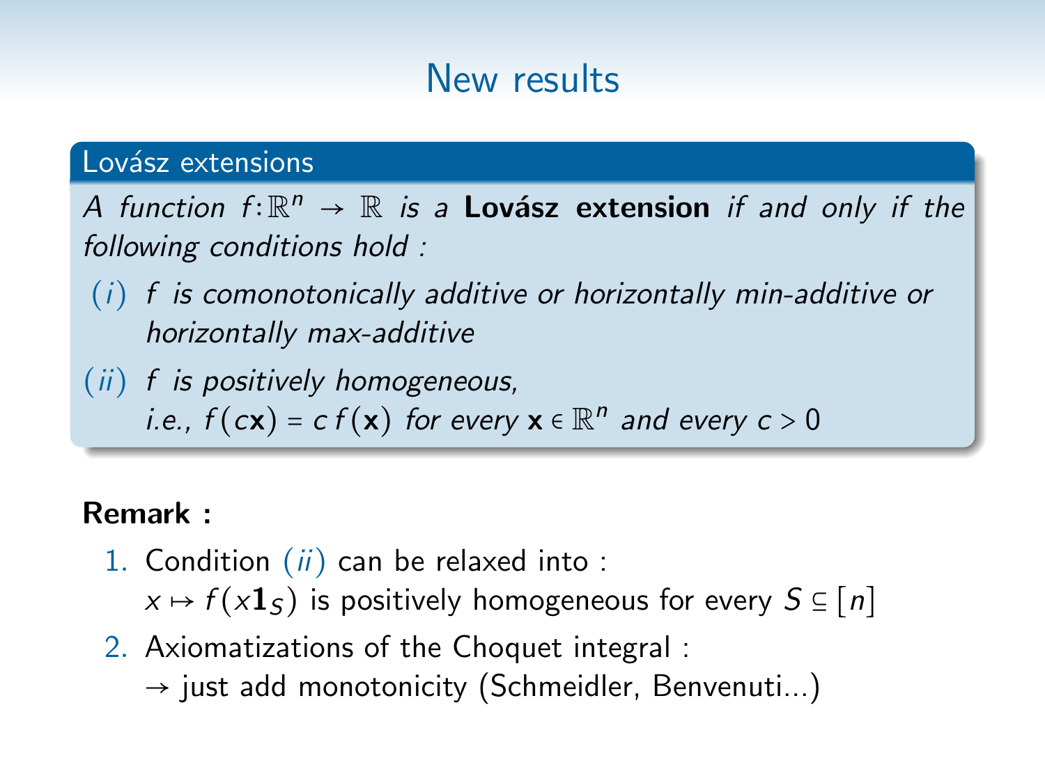# New results

**Lovász extensions**

*A function $f:\mathbb{R}^n \to \mathbb{R}$ is a* **Lovász extension** *if and only if the following conditions hold :*

*(i) $f$ is comonotonically additive or horizontally min-additive or horizontally max-additive*

*(ii) $f$ is positively homogeneous,*
*i.e., $f(c\mathbf{x}) = c\,f(\mathbf{x})$ for every $\mathbf{x} \in \mathbb{R}^n$ and every $c > 0$*

**Remark :**

1. Condition *(ii)* can be relaxed into :
   $x \mapsto f(x\mathbf{1}_S)$ is positively homogeneous for every $S \subseteq [n]$
2. Axiomatizations of the Choquet integral :
   → just add monotonicity (Schmeidler, Benvenuti...)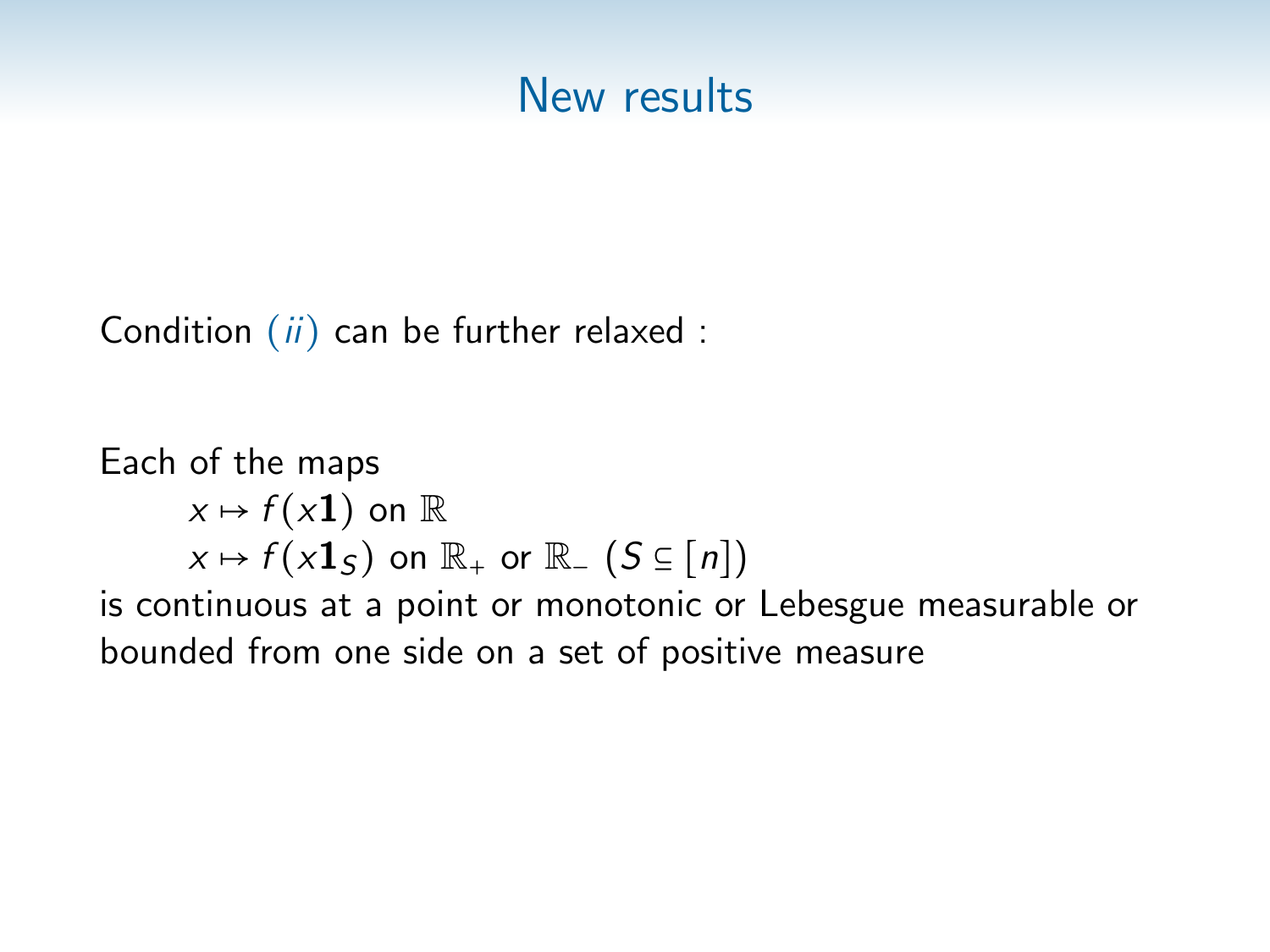# New results

Condition (*ii*) can be further relaxed :

Each of the maps

$x \mapsto f(x\mathbf{1})$ on $\mathbb{R}$

$x \mapsto f(x\mathbf{1}_S)$ on $\mathbb{R}_+$ or $\mathbb{R}_-$ ($S \subseteq [n]$)

is continuous at a point or monotonic or Lebesgue measurable or bounded from one side on a set of positive measure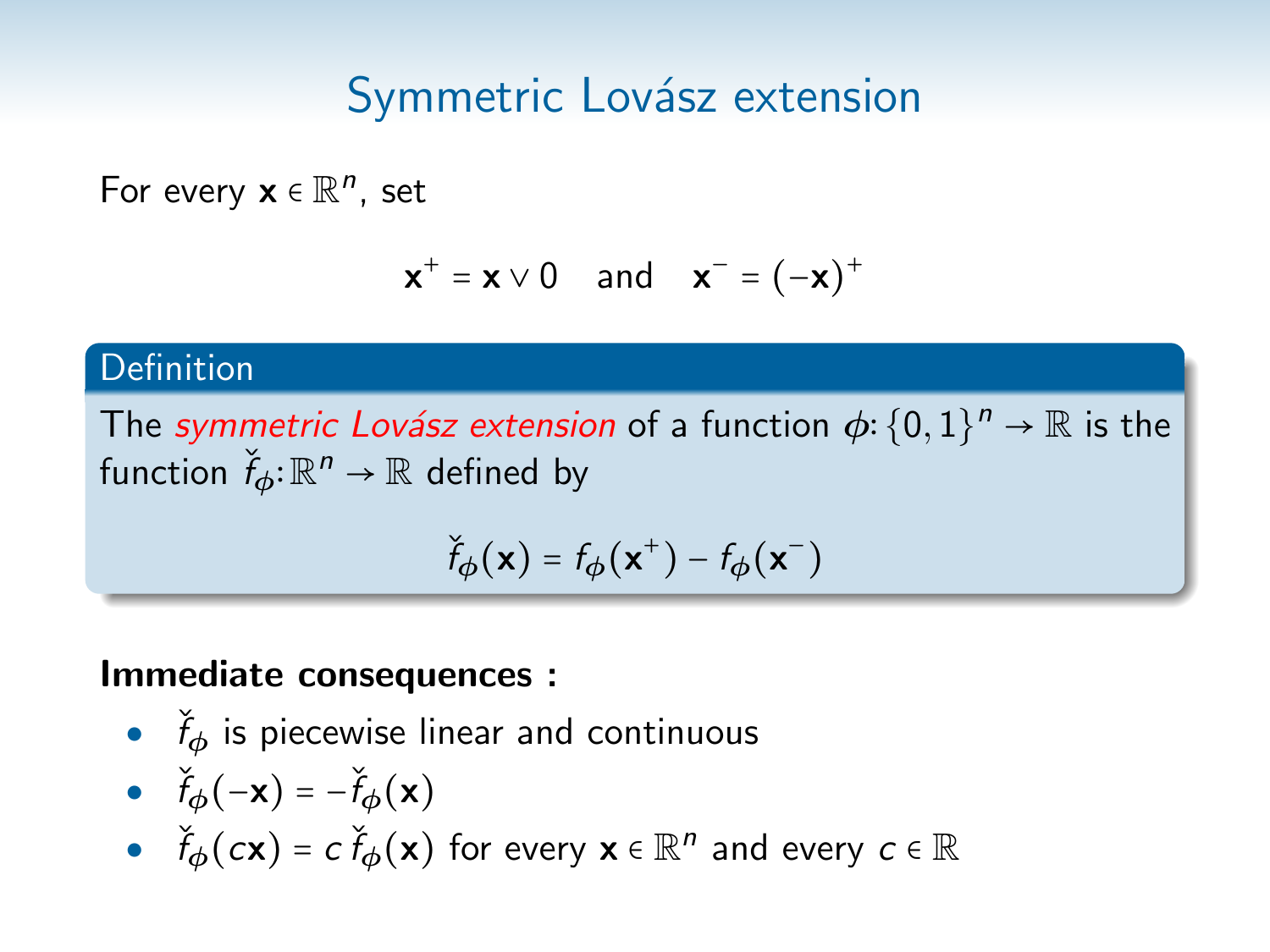# Symmetric Lovász extension

For every $\mathbf{x} \in \mathbb{R}^n$, set

$$\mathbf{x}^+ = \mathbf{x} \vee 0 \quad \text{and} \quad \mathbf{x}^- = (-\mathbf{x})^+$$

**Definition**

The *symmetric Lovász extension* of a function $\phi\colon \{0,1\}^n \to \mathbb{R}$ is the function $\check{f}_\phi\colon \mathbb{R}^n \to \mathbb{R}$ defined by

$$\check{f}_\phi(\mathbf{x}) = f_\phi(\mathbf{x}^+) - f_\phi(\mathbf{x}^-)$$

**Immediate consequences :**

- $\check{f}_\phi$ is piecewise linear and continuous
- $\check{f}_\phi(-\mathbf{x}) = -\check{f}_\phi(\mathbf{x})$
- $\check{f}_\phi(c\mathbf{x}) = c\,\check{f}_\phi(\mathbf{x})$ for every $\mathbf{x} \in \mathbb{R}^n$ and every $c \in \mathbb{R}$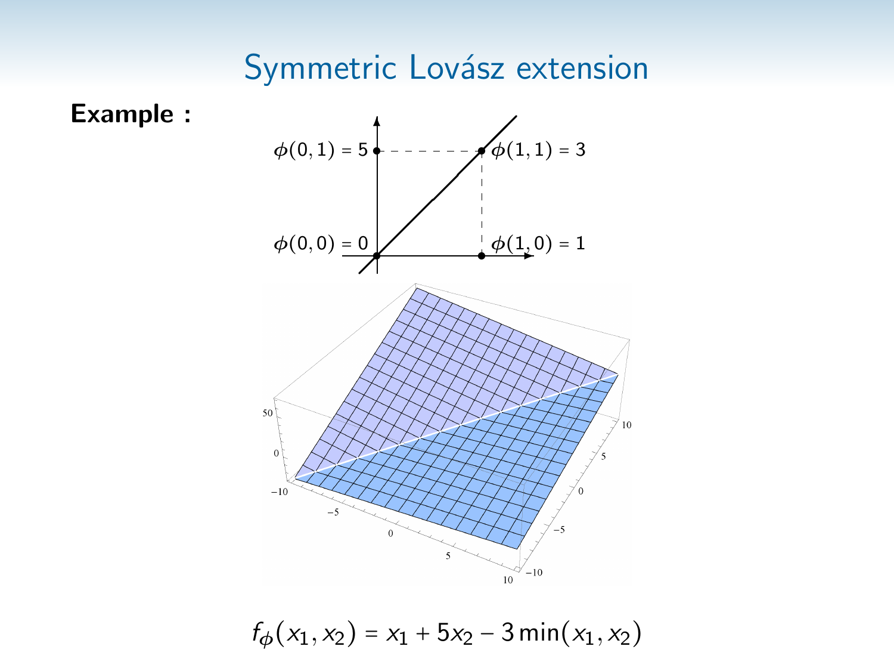# Symmetric Lovász extension

**Example :**

$\phi(0,1) = 5$

$\phi(1,1) = 3$

$\phi(0,0) = 0$

$\phi(1,0) = 1$

$$f_\phi(x_1, x_2) = x_1 + 5x_2 - 3\min(x_1, x_2)$$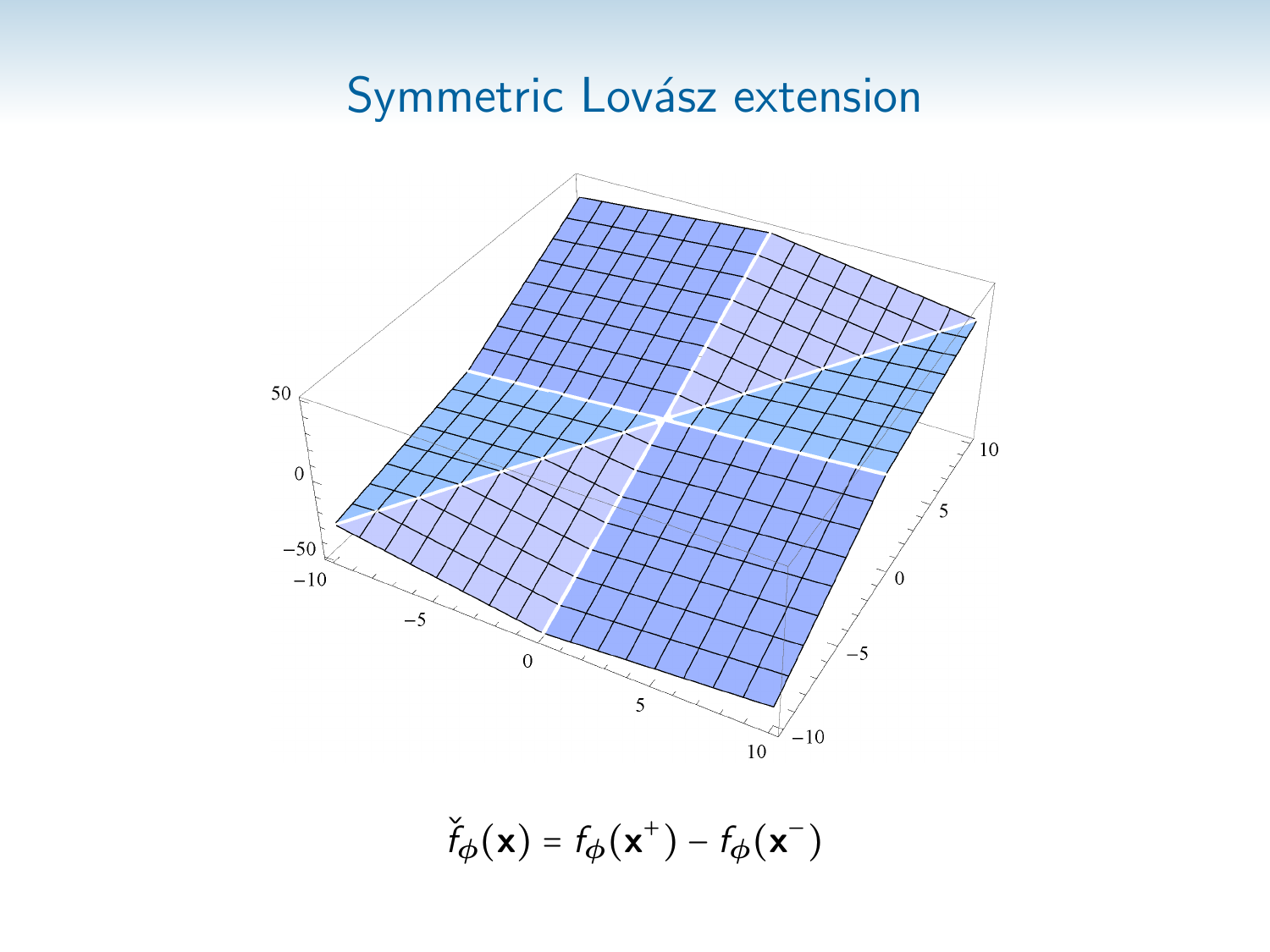# Symmetric Lovász extension

$$\check{f}_\phi(\mathbf{x}) = f_\phi(\mathbf{x}^+) - f_\phi(\mathbf{x}^-)$$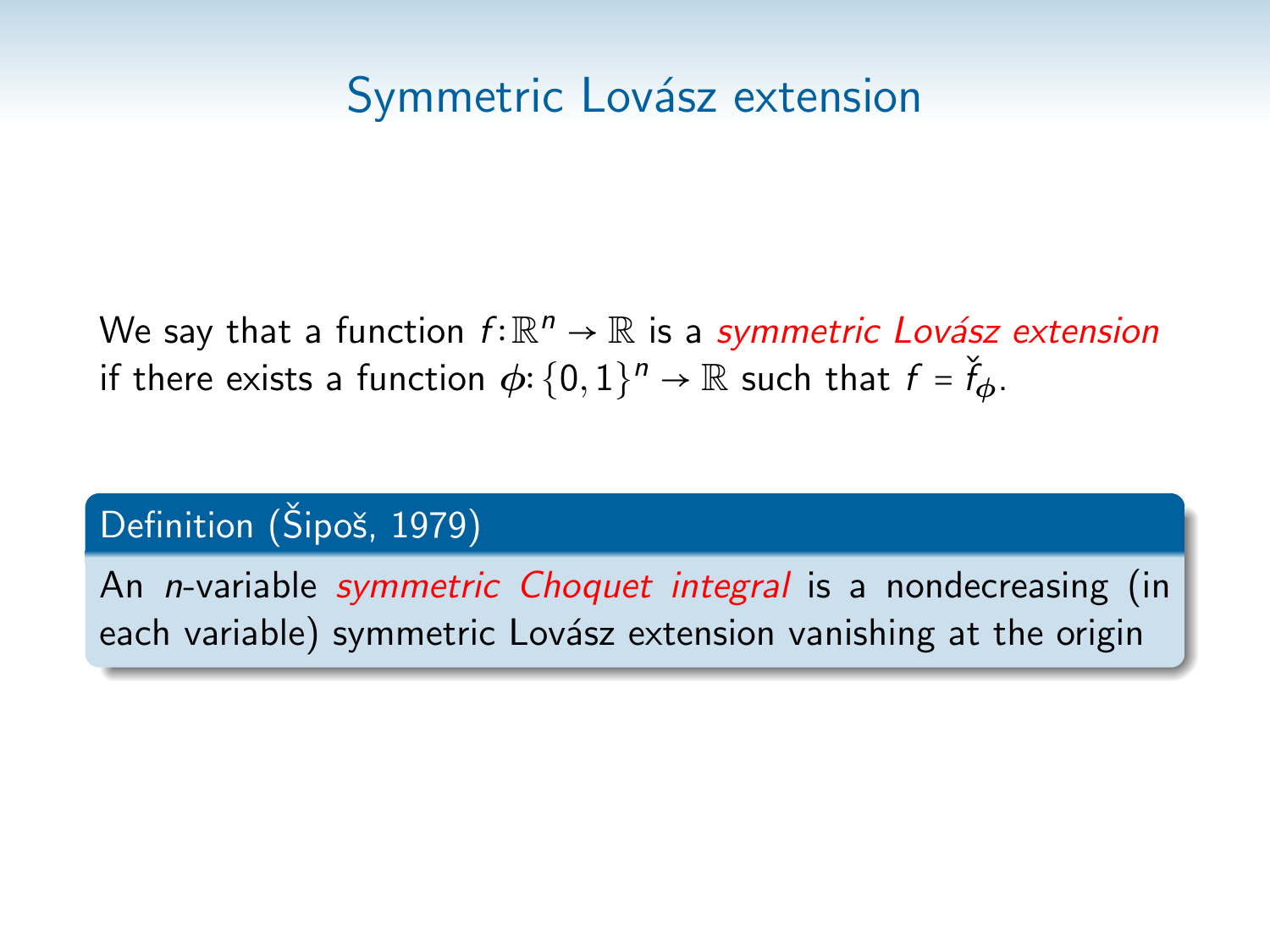# Symmetric Lovász extension

We say that a function $f\colon \mathbb{R}^n \to \mathbb{R}$ is a *symmetric Lovász extension* if there exists a function $\phi\colon \{0,1\}^n \to \mathbb{R}$ such that $f = \check{f}_\phi$.

**Definition (Šipoš, 1979)**

An $n$-variable *symmetric Choquet integral* is a nondecreasing (in each variable) symmetric Lovász extension vanishing at the origin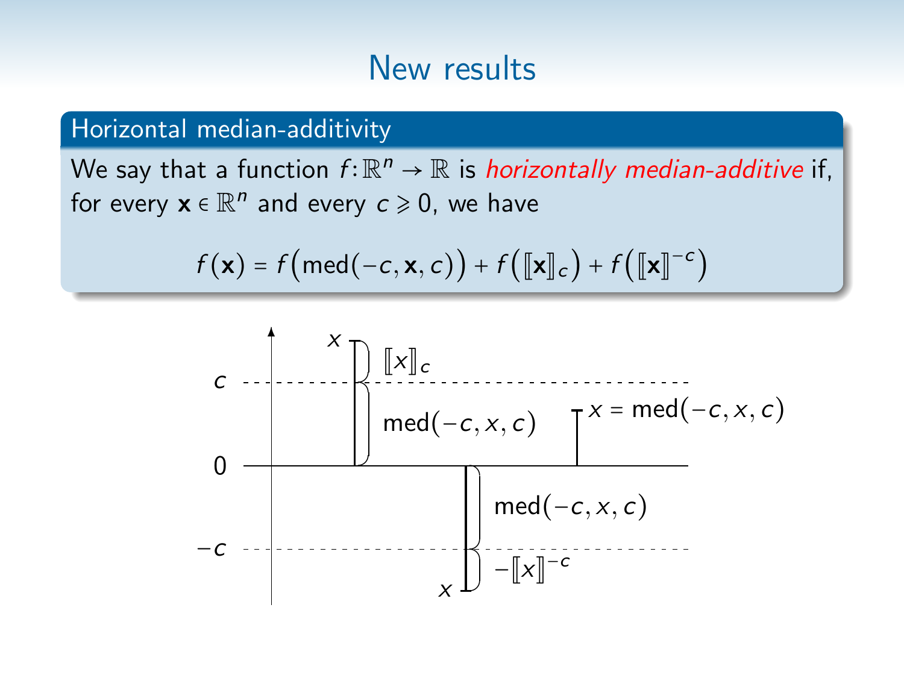# New results

### Horizontal median-additivity

We say that a function $f\colon \mathbb{R}^n \to \mathbb{R}$ is *horizontally median-additive* if, for every $\mathbf{x} \in \mathbb{R}^n$ and every $c \geqslant 0$, we have

$$f(\mathbf{x}) = f\big(\mathrm{med}(-c, \mathbf{x}, c)\big) + f\big([\![\mathbf{x}]\!]_c\big) + f\big([\![\mathbf{x}]\!]^{-c}\big)$$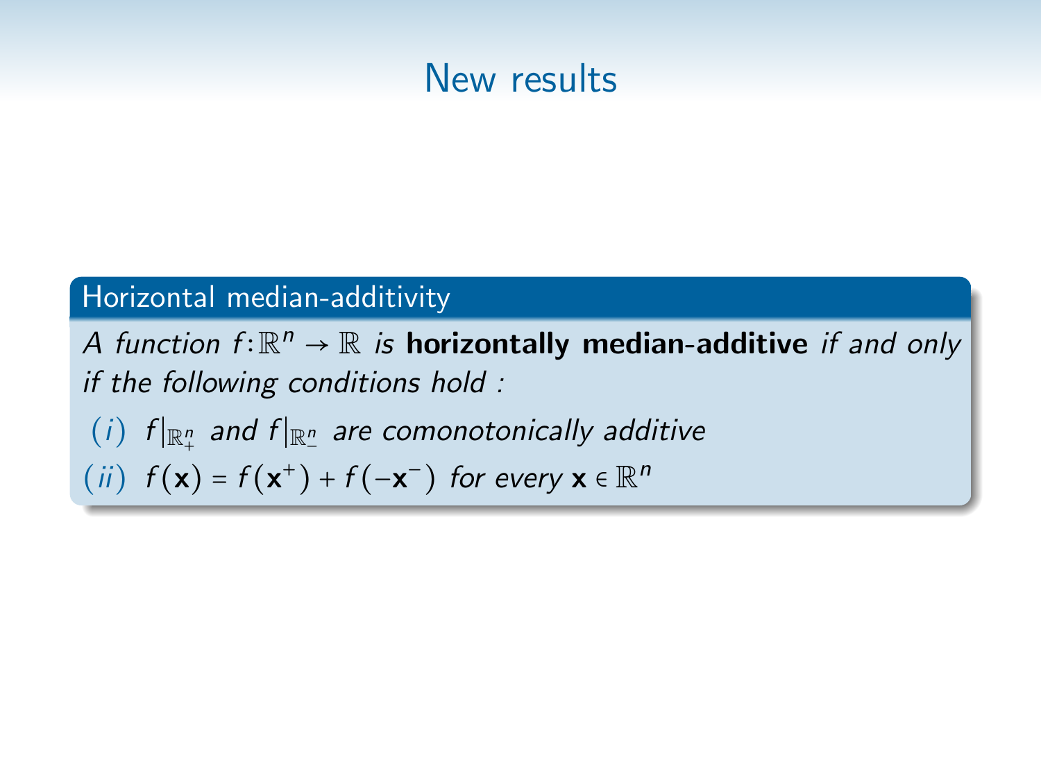# New results

**Horizontal median-additivity**

*A function* $f\colon\mathbb{R}^n \to \mathbb{R}$ *is* **horizontally median-additive** *if and only if the following conditions hold :*

(*i*) $f|_{\mathbb{R}^n_+}$ *and* $f|_{\mathbb{R}^n_-}$ *are comonotonically additive*

(*ii*) $f(\mathbf{x}) = f(\mathbf{x}^+) + f(-\mathbf{x}^-)$ *for every* $\mathbf{x} \in \mathbb{R}^n$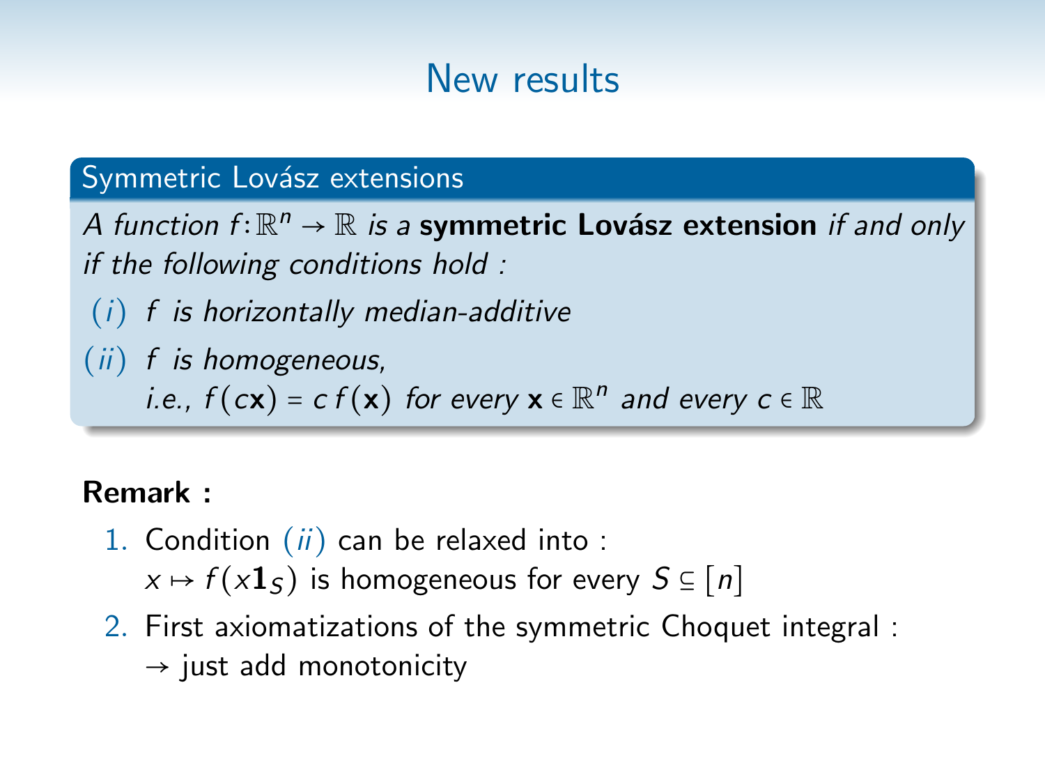# New results

**Symmetric Lovász extensions**

*A function $f\colon\mathbb{R}^n \to \mathbb{R}$ is a* **symmetric Lovász extension** *if and only if the following conditions hold :*

- *(i) $f$ is horizontally median-additive*
- *(ii) $f$ is homogeneous,*
  *i.e., $f(c\mathbf{x}) = c\,f(\mathbf{x})$ for every $\mathbf{x} \in \mathbb{R}^n$ and every $c \in \mathbb{R}$*

**Remark :**

1. Condition *(ii)* can be relaxed into :
   $x \mapsto f(x\mathbf{1}_S)$ is homogeneous for every $S \subseteq [n]$
2. First axiomatizations of the symmetric Choquet integral :
   → just add monotonicity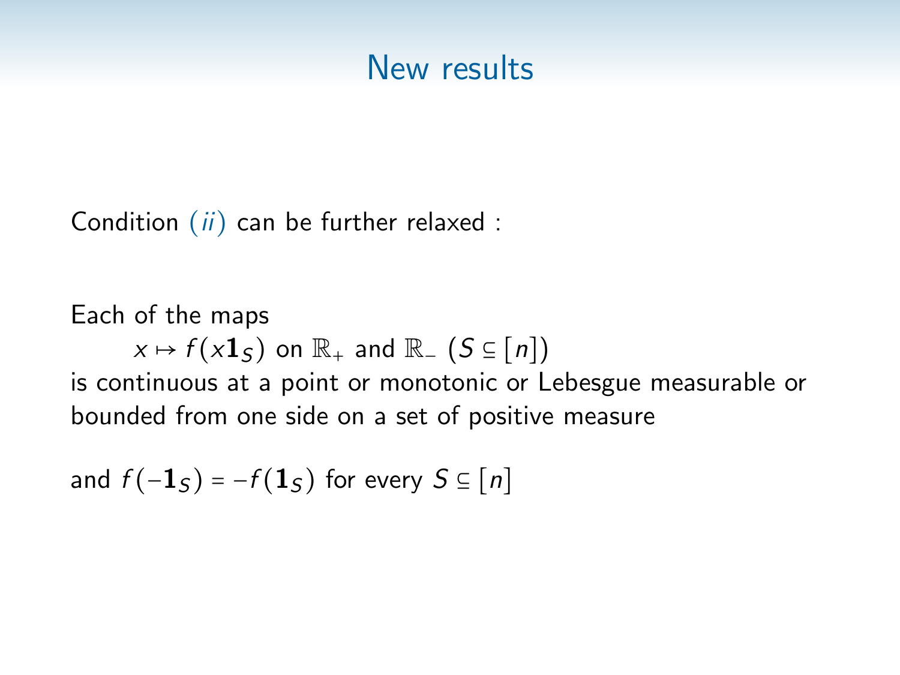# New results

Condition $(ii)$ can be further relaxed :

Each of the maps

$x \mapsto f(x\mathbf{1}_S)$ on $\mathbb{R}_+$ and $\mathbb{R}_-$ $(S \subseteq [n])$

is continuous at a point or monotonic or Lebesgue measurable or bounded from one side on a set of positive measure

and $f(-\mathbf{1}_S) = -f(\mathbf{1}_S)$ for every $S \subseteq [n]$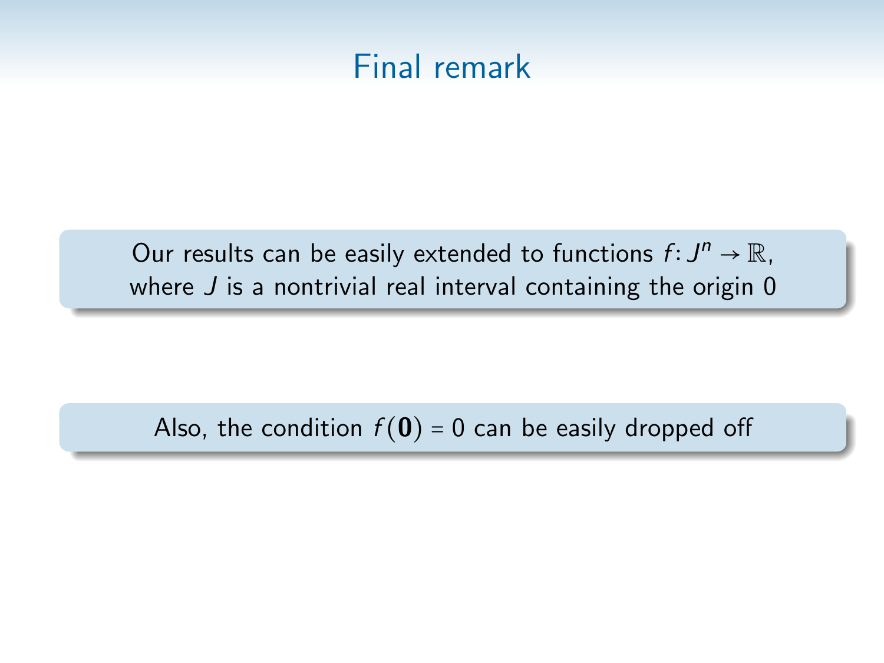# Final remark

Our results can be easily extended to functions $f\colon J^n \to \mathbb{R}$, where $J$ is a nontrivial real interval containing the origin 0

Also, the condition $f(\mathbf{0}) = 0$ can be easily dropped off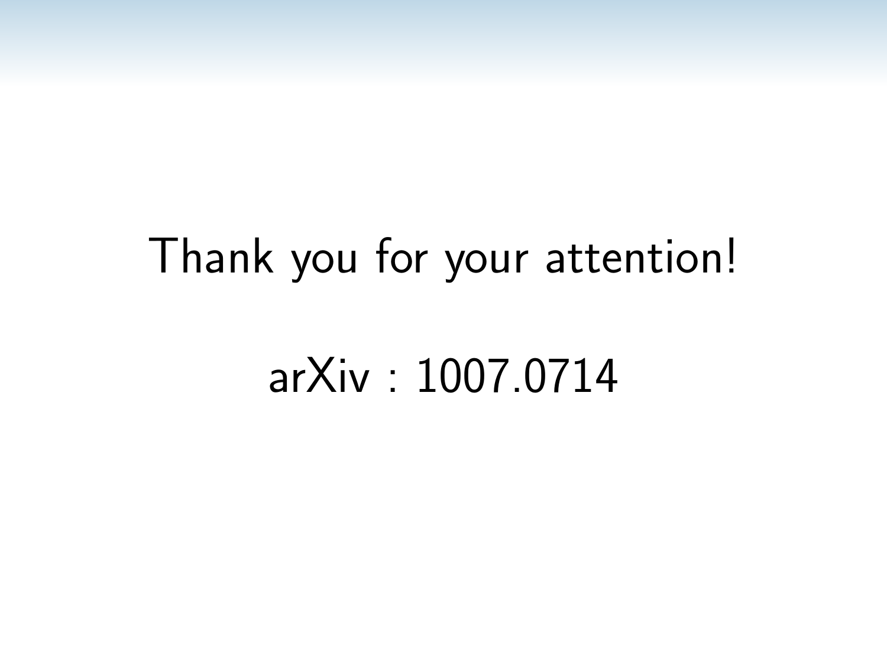Thank you for your attention!

arXiv : 1007.0714